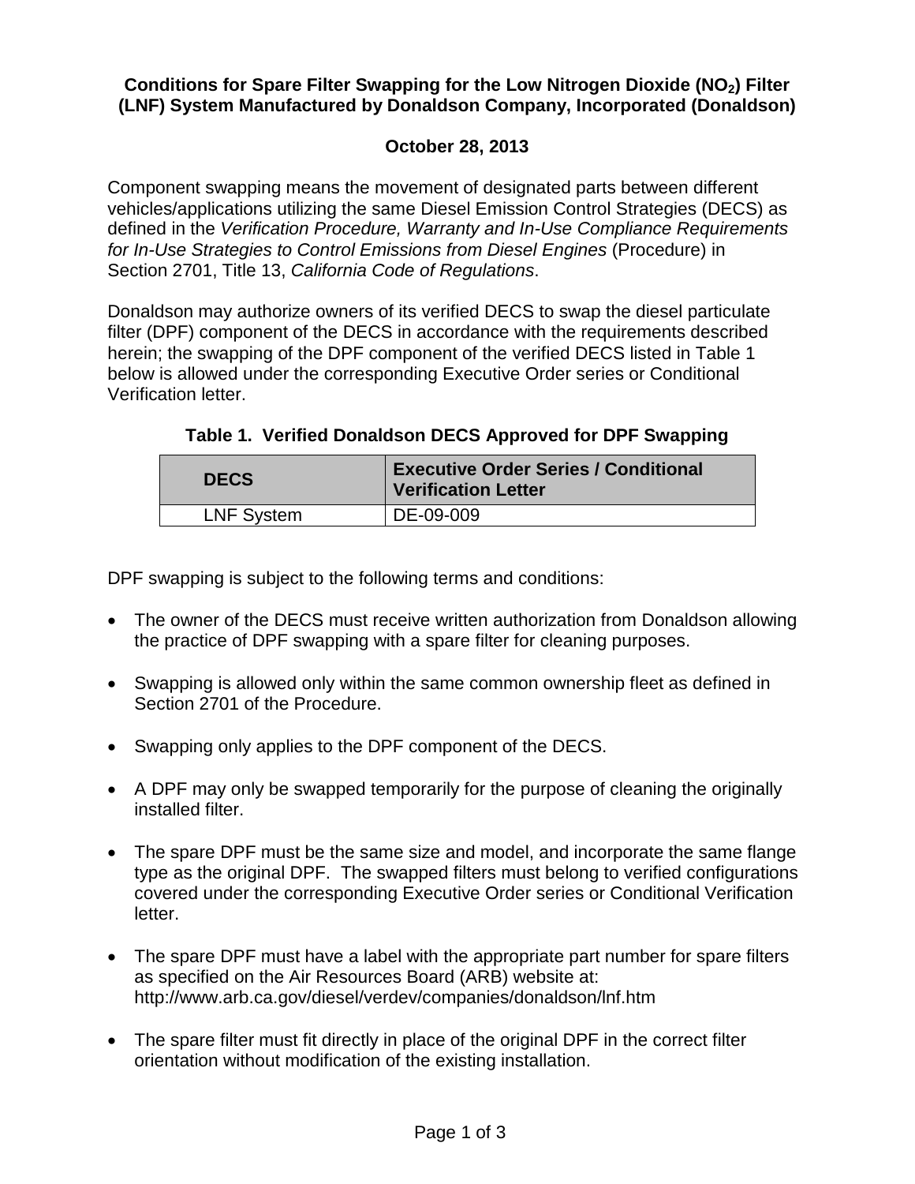# Conditions for Spare Filter Swapping for the Low Nitrogen Dioxide ($NO_2$) Filter (LNF) System Manufactured by Donaldson Company, Incorporated (Donaldson)

**October 28, 2013**

Component swapping means the movement of designated parts between different vehicles/applications utilizing the same Diesel Emission Control Strategies (DECS) as defined in the *Verification Procedure, Warranty and In-Use Compliance Requirements for In-Use Strategies to Control Emissions from Diesel Engines* (Procedure) in Section 2701, Title 13, *California Code of Regulations*.

Donaldson may authorize owners of its verified DECS to swap the diesel particulate filter (DPF) component of the DECS in accordance with the requirements described herein; the swapping of the DPF component of the verified DECS listed in Table 1 below is allowed under the corresponding Executive Order series or Conditional Verification letter.

**Table 1. Verified Donaldson DECS Approved for DPF Swapping**

| DECS | Executive Order Series / Conditional Verification Letter |
| --- | --- |
| LNF System | DE-09-009 |

DPF swapping is subject to the following terms and conditions:

- The owner of the DECS must receive written authorization from Donaldson allowing the practice of DPF swapping with a spare filter for cleaning purposes.
- Swapping is allowed only within the same common ownership fleet as defined in Section 2701 of the Procedure.
- Swapping only applies to the DPF component of the DECS.
- A DPF may only be swapped temporarily for the purpose of cleaning the originally installed filter.
- The spare DPF must be the same size and model, and incorporate the same flange type as the original DPF. The swapped filters must belong to verified configurations covered under the corresponding Executive Order series or Conditional Verification letter.
- The spare DPF must have a label with the appropriate part number for spare filters as specified on the Air Resources Board (ARB) website at: http://www.arb.ca.gov/diesel/verdev/companies/donaldson/lnf.htm
- The spare filter must fit directly in place of the original DPF in the correct filter orientation without modification of the existing installation.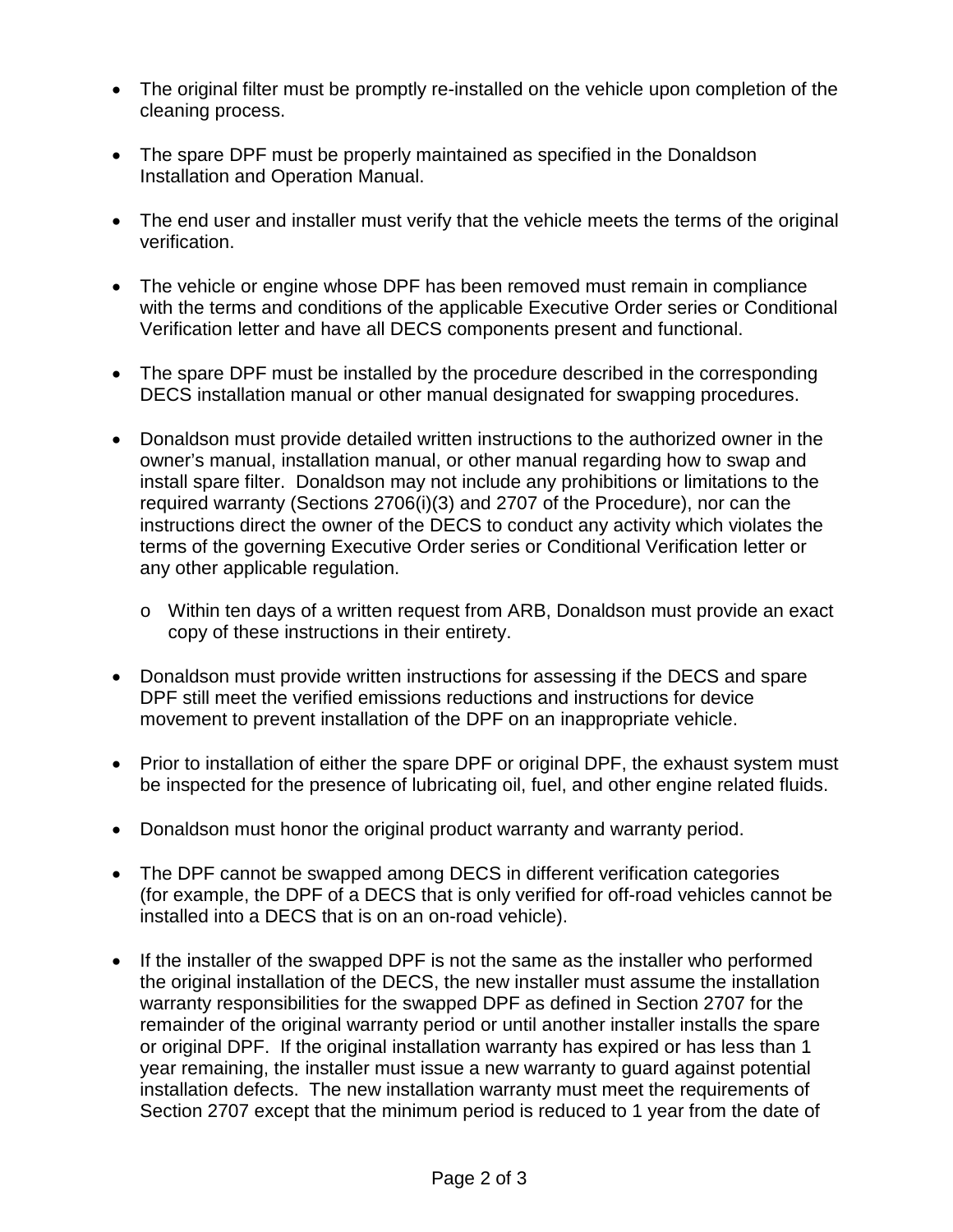- The original filter must be promptly re-installed on the vehicle upon completion of the cleaning process.

- The spare DPF must be properly maintained as specified in the Donaldson Installation and Operation Manual.

- The end user and installer must verify that the vehicle meets the terms of the original verification.

- The vehicle or engine whose DPF has been removed must remain in compliance with the terms and conditions of the applicable Executive Order series or Conditional Verification letter and have all DECS components present and functional.

- The spare DPF must be installed by the procedure described in the corresponding DECS installation manual or other manual designated for swapping procedures.

- Donaldson must provide detailed written instructions to the authorized owner in the owner's manual, installation manual, or other manual regarding how to swap and install spare filter. Donaldson may not include any prohibitions or limitations to the required warranty (Sections 2706(i)(3) and 2707 of the Procedure), nor can the instructions direct the owner of the DECS to conduct any activity which violates the terms of the governing Executive Order series or Conditional Verification letter or any other applicable regulation.

    - Within ten days of a written request from ARB, Donaldson must provide an exact copy of these instructions in their entirety.

- Donaldson must provide written instructions for assessing if the DECS and spare DPF still meet the verified emissions reductions and instructions for device movement to prevent installation of the DPF on an inappropriate vehicle.

- Prior to installation of either the spare DPF or original DPF, the exhaust system must be inspected for the presence of lubricating oil, fuel, and other engine related fluids.

- Donaldson must honor the original product warranty and warranty period.

- The DPF cannot be swapped among DECS in different verification categories (for example, the DPF of a DECS that is only verified for off-road vehicles cannot be installed into a DECS that is on an on-road vehicle).

- If the installer of the swapped DPF is not the same as the installer who performed the original installation of the DECS, the new installer must assume the installation warranty responsibilities for the swapped DPF as defined in Section 2707 for the remainder of the original warranty period or until another installer installs the spare or original DPF. If the original installation warranty has expired or has less than 1 year remaining, the installer must issue a new warranty to guard against potential installation defects. The new installation warranty must meet the requirements of Section 2707 except that the minimum period is reduced to 1 year from the date of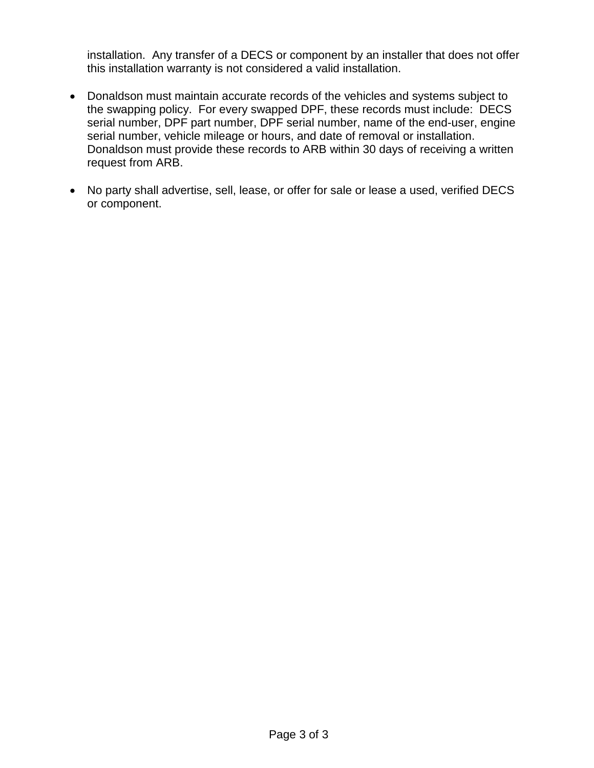installation. Any transfer of a DECS or component by an installer that does not offer this installation warranty is not considered a valid installation.

- Donaldson must maintain accurate records of the vehicles and systems subject to the swapping policy. For every swapped DPF, these records must include: DECS serial number, DPF part number, DPF serial number, name of the end-user, engine serial number, vehicle mileage or hours, and date of removal or installation. Donaldson must provide these records to ARB within 30 days of receiving a written request from ARB.

- No party shall advertise, sell, lease, or offer for sale or lease a used, verified DECS or component.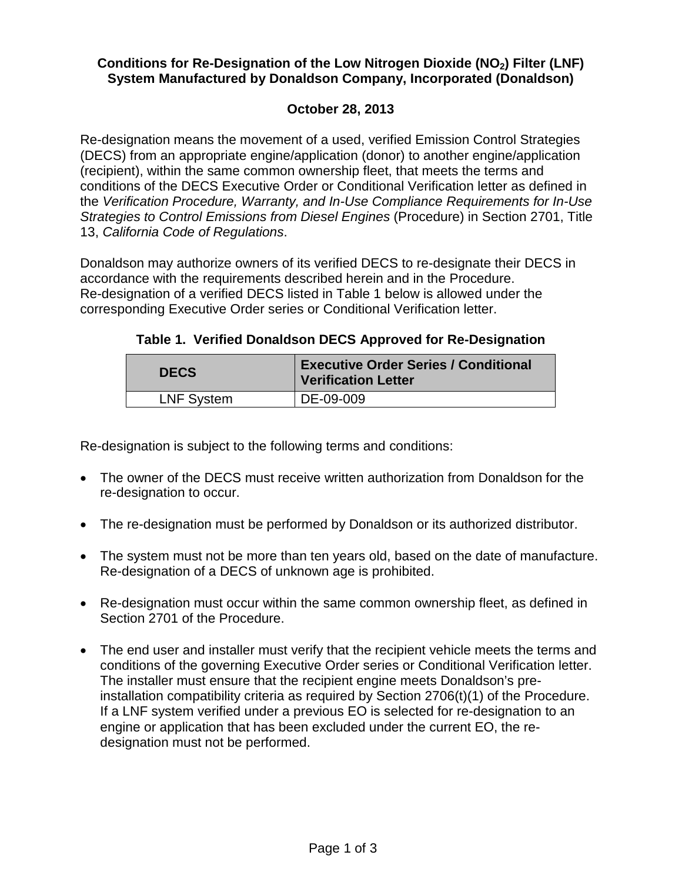**Conditions for Re-Designation of the Low Nitrogen Dioxide ($NO_2$) Filter (LNF) System Manufactured by Donaldson Company, Incorporated (Donaldson)**

**October 28, 2013**

Re-designation means the movement of a used, verified Emission Control Strategies (DECS) from an appropriate engine/application (donor) to another engine/application (recipient), within the same common ownership fleet, that meets the terms and conditions of the DECS Executive Order or Conditional Verification letter as defined in the *Verification Procedure, Warranty, and In-Use Compliance Requirements for In-Use Strategies to Control Emissions from Diesel Engines* (Procedure) in Section 2701, Title 13, *California Code of Regulations*.

Donaldson may authorize owners of its verified DECS to re-designate their DECS in accordance with the requirements described herein and in the Procedure. Re-designation of a verified DECS listed in Table 1 below is allowed under the corresponding Executive Order series or Conditional Verification letter.

**Table 1. Verified Donaldson DECS Approved for Re-Designation**

| DECS | Executive Order Series / Conditional Verification Letter |
|---|---|
| LNF System | DE-09-009 |

Re-designation is subject to the following terms and conditions:

- The owner of the DECS must receive written authorization from Donaldson for the re-designation to occur.
- The re-designation must be performed by Donaldson or its authorized distributor.
- The system must not be more than ten years old, based on the date of manufacture. Re-designation of a DECS of unknown age is prohibited.
- Re-designation must occur within the same common ownership fleet, as defined in Section 2701 of the Procedure.
- The end user and installer must verify that the recipient vehicle meets the terms and conditions of the governing Executive Order series or Conditional Verification letter. The installer must ensure that the recipient engine meets Donaldson's pre-installation compatibility criteria as required by Section 2706(t)(1) of the Procedure. If a LNF system verified under a previous EO is selected for re-designation to an engine or application that has been excluded under the current EO, the re-designation must not be performed.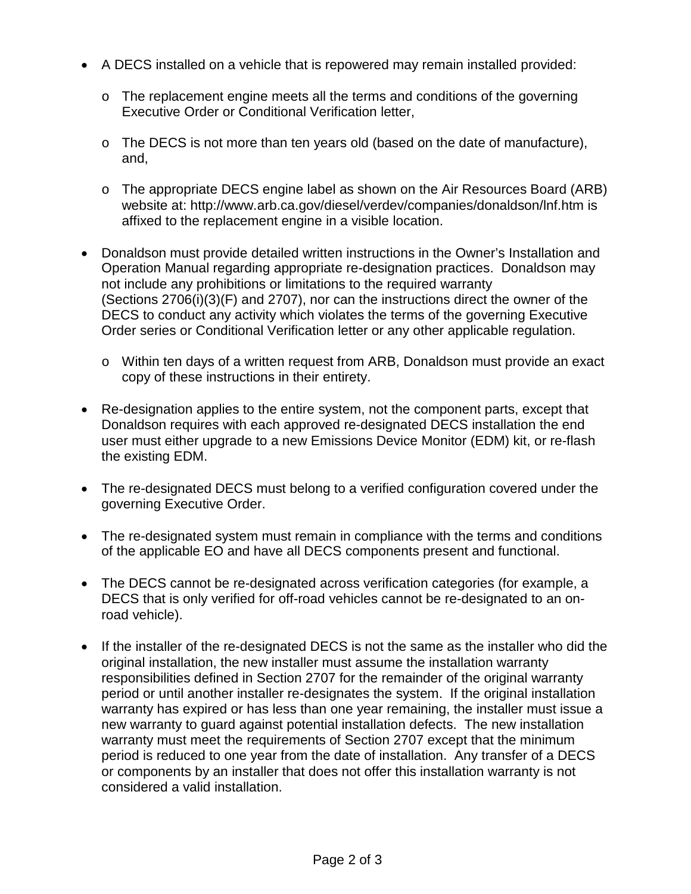- A DECS installed on a vehicle that is repowered may remain installed provided:
  - The replacement engine meets all the terms and conditions of the governing Executive Order or Conditional Verification letter,
  - The DECS is not more than ten years old (based on the date of manufacture), and,
  - The appropriate DECS engine label as shown on the Air Resources Board (ARB) website at: http://www.arb.ca.gov/diesel/verdev/companies/donaldson/lnf.htm is affixed to the replacement engine in a visible location.

- Donaldson must provide detailed written instructions in the Owner's Installation and Operation Manual regarding appropriate re-designation practices. Donaldson may not include any prohibitions or limitations to the required warranty (Sections 2706(i)(3)(F) and 2707), nor can the instructions direct the owner of the DECS to conduct any activity which violates the terms of the governing Executive Order series or Conditional Verification letter or any other applicable regulation.
  - Within ten days of a written request from ARB, Donaldson must provide an exact copy of these instructions in their entirety.

- Re-designation applies to the entire system, not the component parts, except that Donaldson requires with each approved re-designated DECS installation the end user must either upgrade to a new Emissions Device Monitor (EDM) kit, or re-flash the existing EDM.

- The re-designated DECS must belong to a verified configuration covered under the governing Executive Order.

- The re-designated system must remain in compliance with the terms and conditions of the applicable EO and have all DECS components present and functional.

- The DECS cannot be re-designated across verification categories (for example, a DECS that is only verified for off-road vehicles cannot be re-designated to an on-road vehicle).

- If the installer of the re-designated DECS is not the same as the installer who did the original installation, the new installer must assume the installation warranty responsibilities defined in Section 2707 for the remainder of the original warranty period or until another installer re-designates the system. If the original installation warranty has expired or has less than one year remaining, the installer must issue a new warranty to guard against potential installation defects. The new installation warranty must meet the requirements of Section 2707 except that the minimum period is reduced to one year from the date of installation. Any transfer of a DECS or components by an installer that does not offer this installation warranty is not considered a valid installation.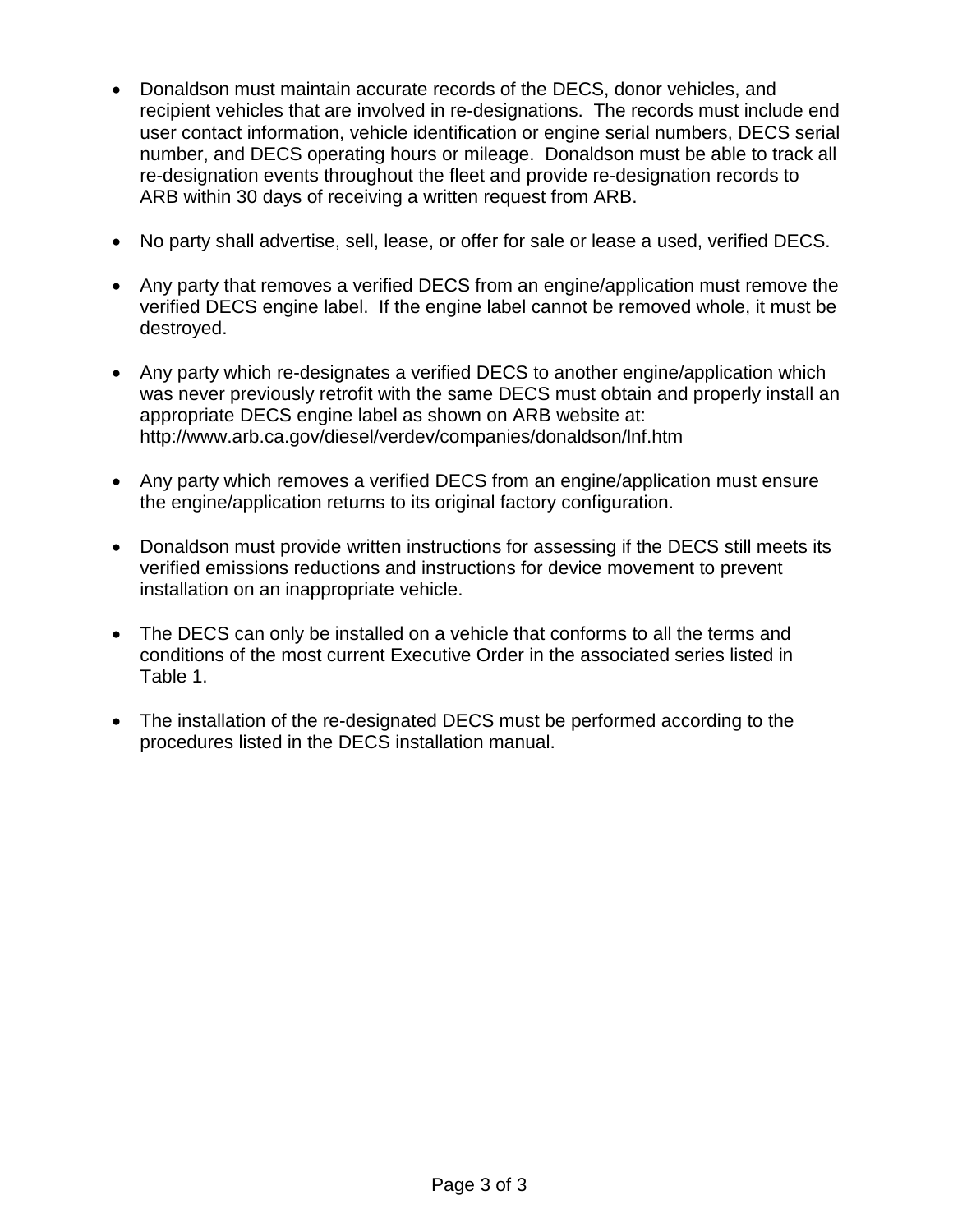- Donaldson must maintain accurate records of the DECS, donor vehicles, and recipient vehicles that are involved in re-designations. The records must include end user contact information, vehicle identification or engine serial numbers, DECS serial number, and DECS operating hours or mileage. Donaldson must be able to track all re-designation events throughout the fleet and provide re-designation records to ARB within 30 days of receiving a written request from ARB.

- No party shall advertise, sell, lease, or offer for sale or lease a used, verified DECS.

- Any party that removes a verified DECS from an engine/application must remove the verified DECS engine label. If the engine label cannot be removed whole, it must be destroyed.

- Any party which re-designates a verified DECS to another engine/application which was never previously retrofit with the same DECS must obtain and properly install an appropriate DECS engine label as shown on ARB website at: http://www.arb.ca.gov/diesel/verdev/companies/donaldson/lnf.htm

- Any party which removes a verified DECS from an engine/application must ensure the engine/application returns to its original factory configuration.

- Donaldson must provide written instructions for assessing if the DECS still meets its verified emissions reductions and instructions for device movement to prevent installation on an inappropriate vehicle.

- The DECS can only be installed on a vehicle that conforms to all the terms and conditions of the most current Executive Order in the associated series listed in Table 1.

- The installation of the re-designated DECS must be performed according to the procedures listed in the DECS installation manual.